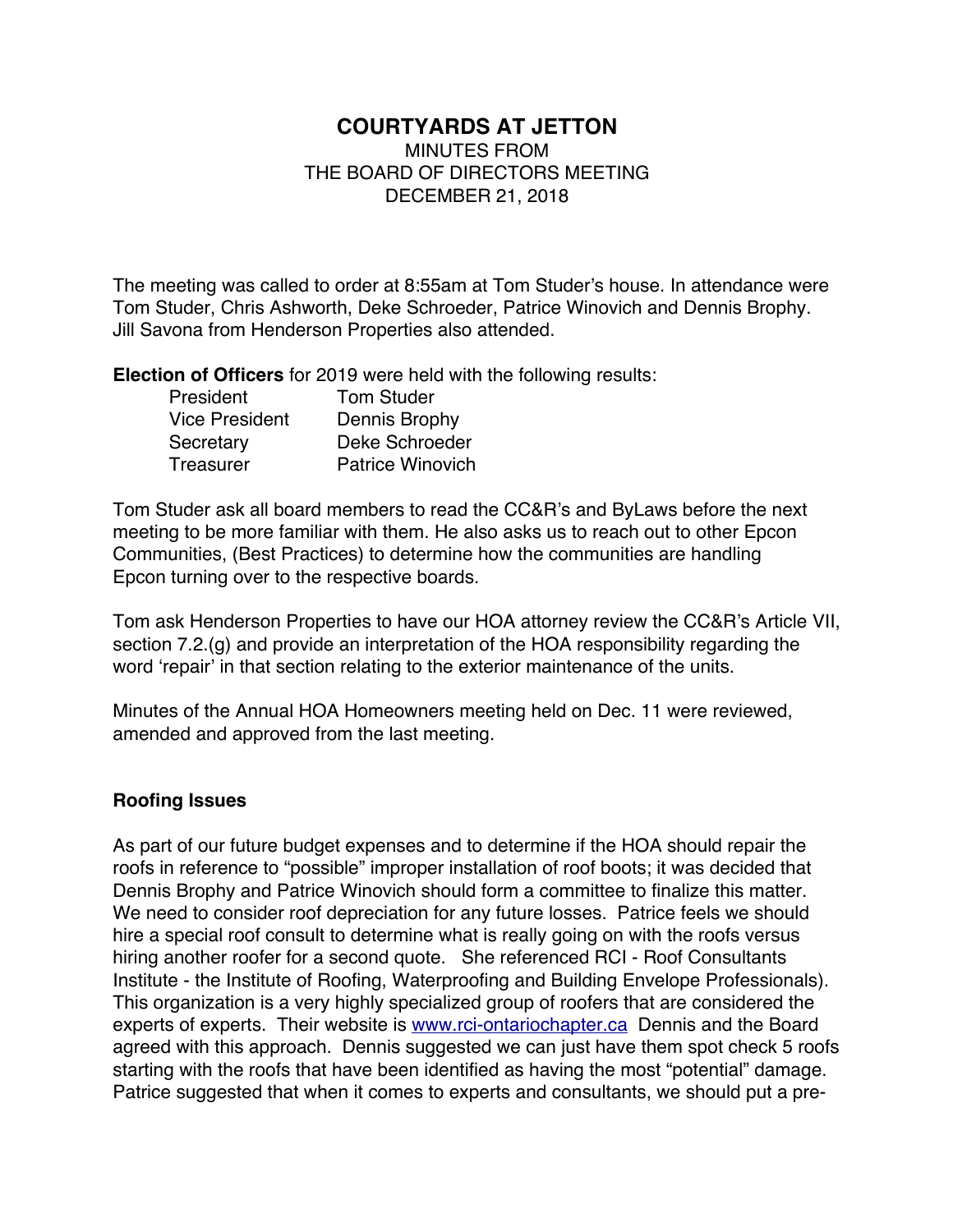# COURTYARDS AT JETTON

MINUTES FROM
THE BOARD OF DIRECTORS MEETING
DECEMBER 21, 2018

The meeting was called to order at 8:55am at Tom Studer's house. In attendance were Tom Studer, Chris Ashworth, Deke Schroeder, Patrice Winovich and Dennis Brophy. Jill Savona from Henderson Properties also attended.

**Election of Officers** for 2019 were held with the following results:

| | |
|---|---|
| President | Tom Studer |
| Vice President | Dennis Brophy |
| Secretary | Deke Schroeder |
| Treasurer | Patrice Winovich |

Tom Studer ask all board members to read the CC&R's and ByLaws before the next meeting to be more familiar with them. He also asks us to reach out to other Epcon Communities, (Best Practices) to determine how the communities are handling Epcon turning over to the respective boards.

Tom ask Henderson Properties to have our HOA attorney review the CC&R's Article VII, section 7.2.(g) and provide an interpretation of the HOA responsibility regarding the word 'repair' in that section relating to the exterior maintenance of the units.

Minutes of the Annual HOA Homeowners meeting held on Dec. 11 were reviewed, amended and approved from the last meeting.

**Roofing Issues**

As part of our future budget expenses and to determine if the HOA should repair the roofs in reference to "possible" improper installation of roof boots; it was decided that Dennis Brophy and Patrice Winovich should form a committee to finalize this matter. We need to consider roof depreciation for any future losses. Patrice feels we should hire a special roof consult to determine what is really going on with the roofs versus hiring another roofer for a second quote. She referenced RCI - Roof Consultants Institute - the Institute of Roofing, Waterproofing and Building Envelope Professionals). This organization is a very highly specialized group of roofers that are considered the experts of experts. Their website is www.rci-ontariochapter.ca Dennis and the Board agreed with this approach. Dennis suggested we can just have them spot check 5 roofs starting with the roofs that have been identified as having the most "potential" damage. Patrice suggested that when it comes to experts and consultants, we should put a pre-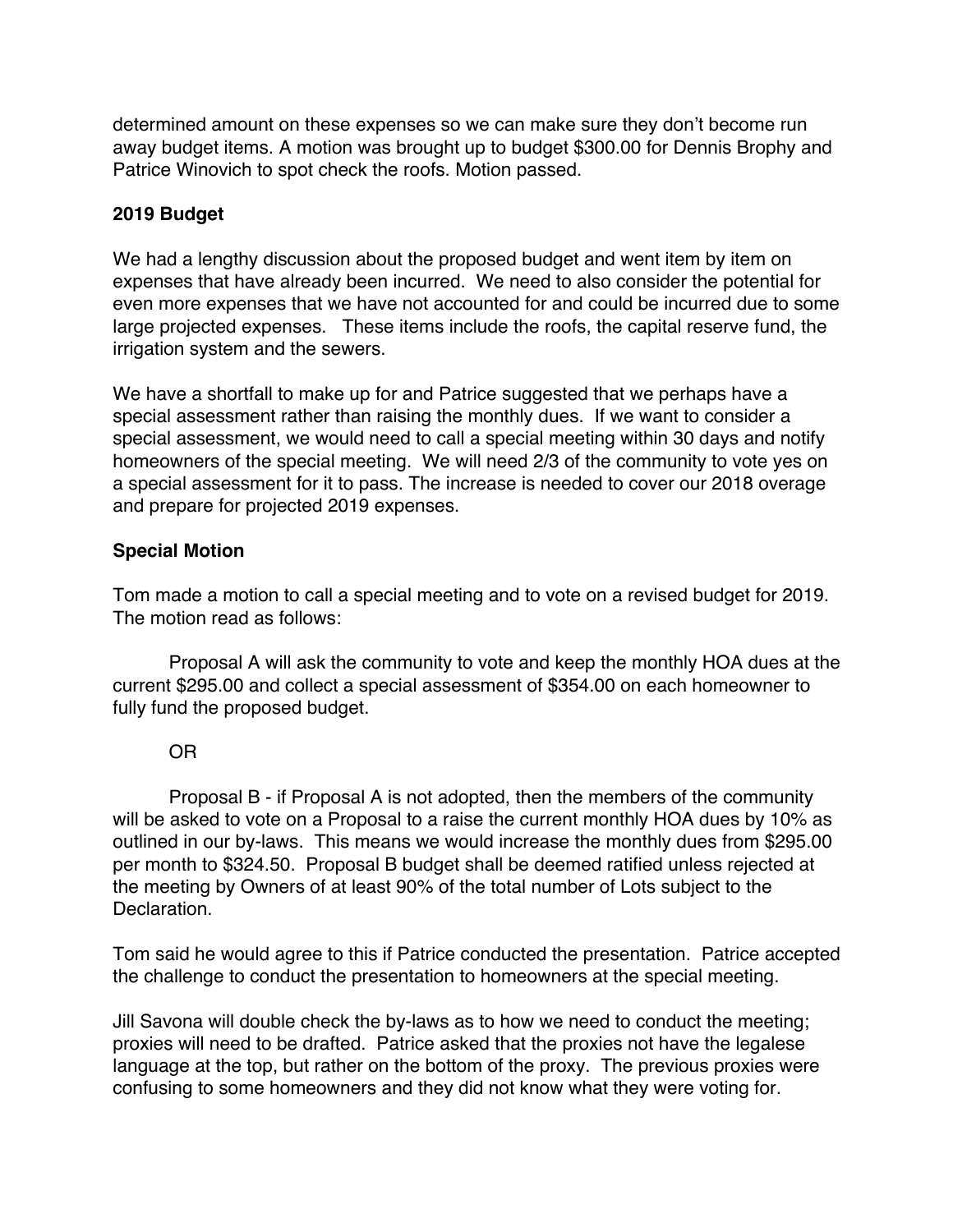determined amount on these expenses so we can make sure they don't become run away budget items. A motion was brought up to budget $300.00 for Dennis Brophy and Patrice Winovich to spot check the roofs. Motion passed.

**2019 Budget**

We had a lengthy discussion about the proposed budget and went item by item on expenses that have already been incurred. We need to also consider the potential for even more expenses that we have not accounted for and could be incurred due to some large projected expenses. These items include the roofs, the capital reserve fund, the irrigation system and the sewers.

We have a shortfall to make up for and Patrice suggested that we perhaps have a special assessment rather than raising the monthly dues. If we want to consider a special assessment, we would need to call a special meeting within 30 days and notify homeowners of the special meeting. We will need 2/3 of the community to vote yes on a special assessment for it to pass. The increase is needed to cover our 2018 overage and prepare for projected 2019 expenses.

**Special Motion**

Tom made a motion to call a special meeting and to vote on a revised budget for 2019. The motion read as follows:

Proposal A will ask the community to vote and keep the monthly HOA dues at the current $295.00 and collect a special assessment of $354.00 on each homeowner to fully fund the proposed budget.

OR

Proposal B - if Proposal A is not adopted, then the members of the community will be asked to vote on a Proposal to a raise the current monthly HOA dues by 10% as outlined in our by-laws. This means we would increase the monthly dues from $295.00 per month to $324.50. Proposal B budget shall be deemed ratified unless rejected at the meeting by Owners of at least 90% of the total number of Lots subject to the Declaration.

Tom said he would agree to this if Patrice conducted the presentation. Patrice accepted the challenge to conduct the presentation to homeowners at the special meeting.

Jill Savona will double check the by-laws as to how we need to conduct the meeting; proxies will need to be drafted. Patrice asked that the proxies not have the legalese language at the top, but rather on the bottom of the proxy. The previous proxies were confusing to some homeowners and they did not know what they were voting for.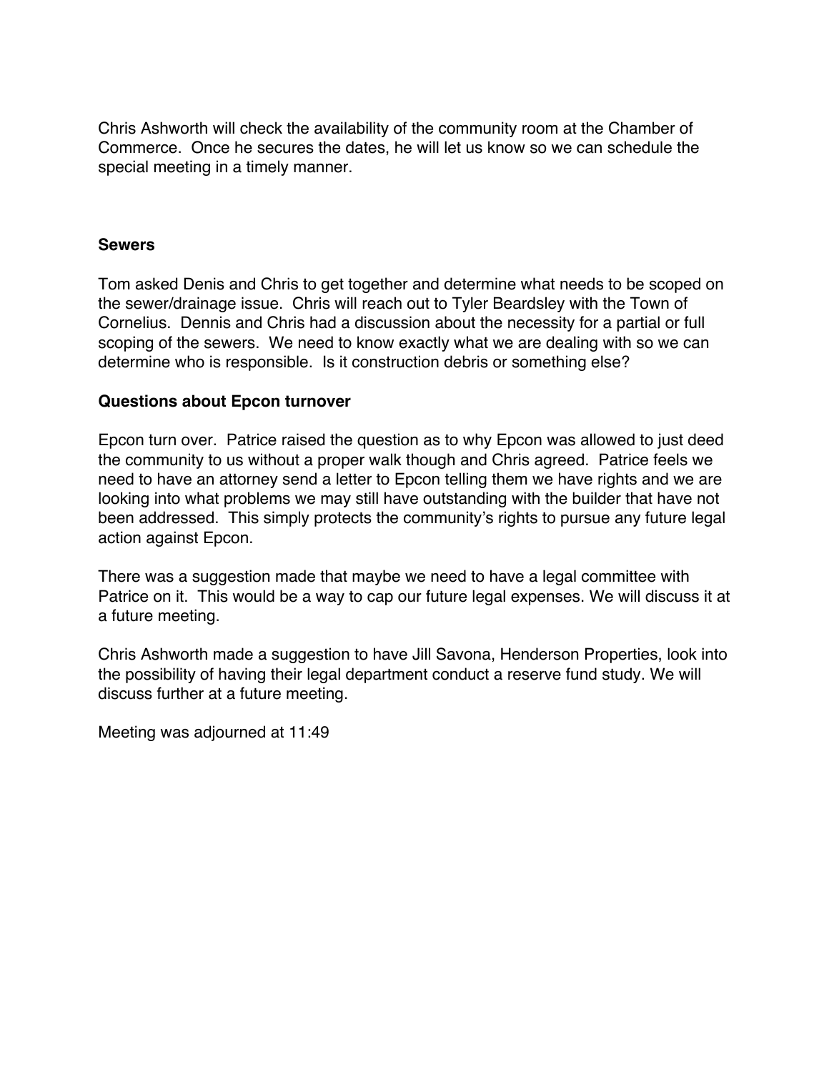Chris Ashworth will check the availability of the community room at the Chamber of Commerce. Once he secures the dates, he will let us know so we can schedule the special meeting in a timely manner.

**Sewers**

Tom asked Denis and Chris to get together and determine what needs to be scoped on the sewer/drainage issue. Chris will reach out to Tyler Beardsley with the Town of Cornelius. Dennis and Chris had a discussion about the necessity for a partial or full scoping of the sewers. We need to know exactly what we are dealing with so we can determine who is responsible. Is it construction debris or something else?

**Questions about Epcon turnover**

Epcon turn over. Patrice raised the question as to why Epcon was allowed to just deed the community to us without a proper walk though and Chris agreed. Patrice feels we need to have an attorney send a letter to Epcon telling them we have rights and we are looking into what problems we may still have outstanding with the builder that have not been addressed. This simply protects the community's rights to pursue any future legal action against Epcon.

There was a suggestion made that maybe we need to have a legal committee with Patrice on it. This would be a way to cap our future legal expenses. We will discuss it at a future meeting.

Chris Ashworth made a suggestion to have Jill Savona, Henderson Properties, look into the possibility of having their legal department conduct a reserve fund study. We will discuss further at a future meeting.

Meeting was adjourned at 11:49